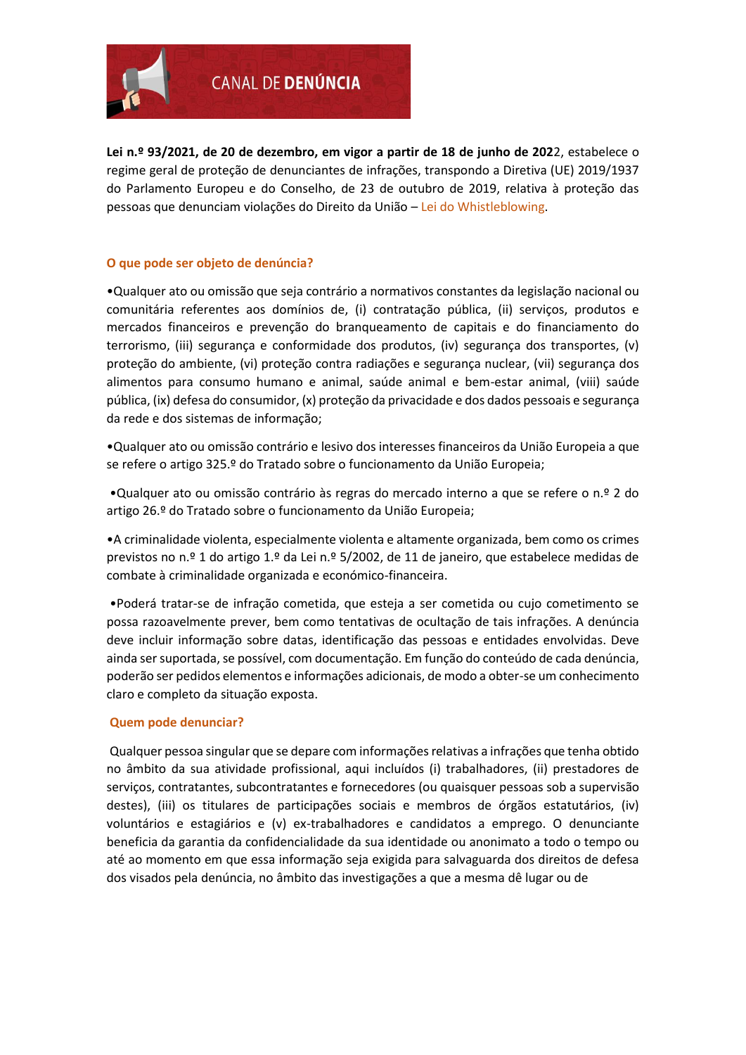# CANAL DE DENÚNCIA

**Lei n.º 93/2021, de 20 de dezembro, em vigor a partir de 18 de junho de 202**2, estabelece o regime geral de proteção de denunciantes de infrações, transpondo a Diretiva (UE) 2019/1937 do Parlamento Europeu e do Conselho, de 23 de outubro de 2019, relativa à proteção das pessoas que denunciam violações do Direito da União – Lei do Whistleblowing.

## O que pode ser objeto de denúncia?

•Qualquer ato ou omissão que seja contrário a normativos constantes da legislação nacional ou comunitária referentes aos domínios de, (i) contratação pública, (ii) serviços, produtos e mercados financeiros e prevenção do branqueamento de capitais e do financiamento do terrorismo, (iii) segurança e conformidade dos produtos, (iv) segurança dos transportes, (v) proteção do ambiente, (vi) proteção contra radiações e segurança nuclear, (vii) segurança dos alimentos para consumo humano e animal, saúde animal e bem-estar animal, (viii) saúde pública, (ix) defesa do consumidor, (x) proteção da privacidade e dos dados pessoais e segurança da rede e dos sistemas de informação;

•Qualquer ato ou omissão contrário e lesivo dos interesses financeiros da União Europeia a que se refere o artigo 325.º do Tratado sobre o funcionamento da União Europeia;

•Qualquer ato ou omissão contrário às regras do mercado interno a que se refere o n.º 2 do artigo 26.º do Tratado sobre o funcionamento da União Europeia;

•A criminalidade violenta, especialmente violenta e altamente organizada, bem como os crimes previstos no n.º 1 do artigo 1.º da Lei n.º 5/2002, de 11 de janeiro, que estabelece medidas de combate à criminalidade organizada e económico-financeira.

•Poderá tratar-se de infração cometida, que esteja a ser cometida ou cujo cometimento se possa razoavelmente prever, bem como tentativas de ocultação de tais infrações. A denúncia deve incluir informação sobre datas, identificação das pessoas e entidades envolvidas. Deve ainda ser suportada, se possível, com documentação. Em função do conteúdo de cada denúncia, poderão ser pedidos elementos e informações adicionais, de modo a obter-se um conhecimento claro e completo da situação exposta.

## Quem pode denunciar?

Qualquer pessoa singular que se depare com informações relativas a infrações que tenha obtido no âmbito da sua atividade profissional, aqui incluídos (i) trabalhadores, (ii) prestadores de serviços, contratantes, subcontratantes e fornecedores (ou quaisquer pessoas sob a supervisão destes), (iii) os titulares de participações sociais e membros de órgãos estatutários, (iv) voluntários e estagiários e (v) ex-trabalhadores e candidatos a emprego. O denunciante beneficia da garantia da confidencialidade da sua identidade ou anonimato a todo o tempo ou até ao momento em que essa informação seja exigida para salvaguarda dos direitos de defesa dos visados pela denúncia, no âmbito das investigações a que a mesma dê lugar ou de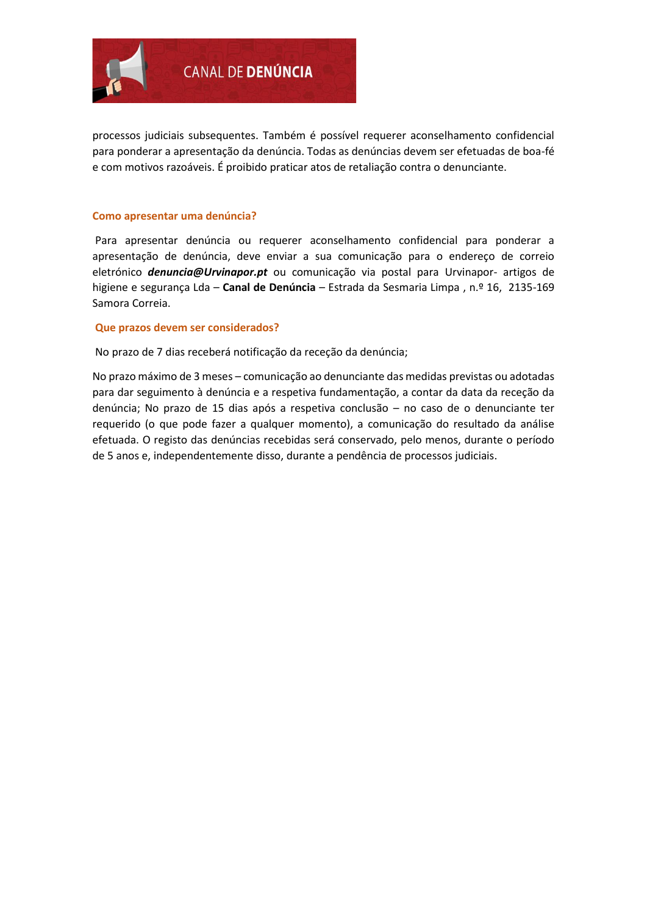processos judiciais subsequentes. Também é possível requerer aconselhamento confidencial para ponderar a apresentação da denúncia. Todas as denúncias devem ser efetuadas de boa-fé e com motivos razoáveis. É proibido praticar atos de retaliação contra o denunciante.

### Como apresentar uma denúncia?

Para apresentar denúncia ou requerer aconselhamento confidencial para ponderar a apresentação de denúncia, deve enviar a sua comunicação para o endereço de correio eletrónico ***denuncia@Urvinapor.pt*** ou comunicação via postal para Urvinapor- artigos de higiene e segurança Lda – **Canal de Denúncia** – Estrada da Sesmaria Limpa , n.º 16, 2135-169 Samora Correia.

### Que prazos devem ser considerados?

No prazo de 7 dias receberá notificação da receção da denúncia;

No prazo máximo de 3 meses – comunicação ao denunciante das medidas previstas ou adotadas para dar seguimento à denúncia e a respetiva fundamentação, a contar da data da receção da denúncia; No prazo de 15 dias após a respetiva conclusão – no caso de o denunciante ter requerido (o que pode fazer a qualquer momento), a comunicação do resultado da análise efetuada. O registo das denúncias recebidas será conservado, pelo menos, durante o período de 5 anos e, independentemente disso, durante a pendência de processos judiciais.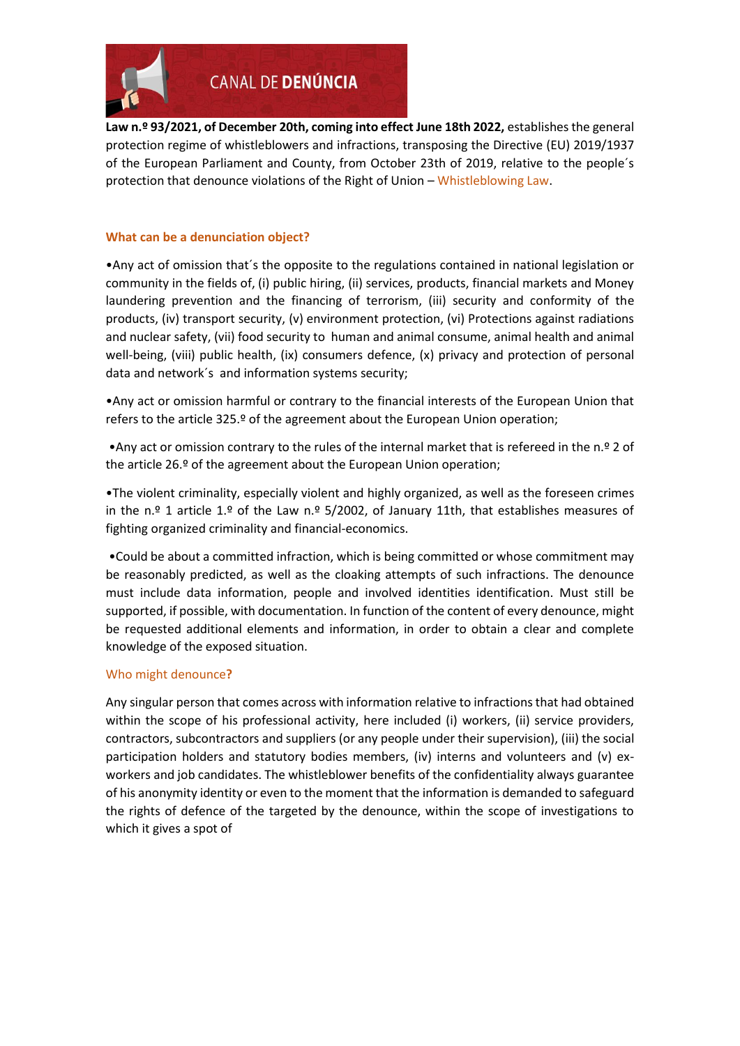CANAL DE **DENÚNCIA**

**Law n.º 93/2021, of December 20th, coming into effect June 18th 2022,** establishes the general protection regime of whistleblowers and infractions, transposing the Directive (EU) 2019/1937 of the European Parliament and County, from October 23th of 2019, relative to the people´s protection that denounce violations of the Right of Union – Whistleblowing Law.

## What can be a denunciation object?

•Any act of omission that´s the opposite to the regulations contained in national legislation or community in the fields of, (i) public hiring, (ii) services, products, financial markets and Money laundering prevention and the financing of terrorism, (iii) security and conformity of the products, (iv) transport security, (v) environment protection, (vi) Protections against radiations and nuclear safety, (vii) food security to human and animal consume, animal health and animal well-being, (viii) public health, (ix) consumers defence, (x) privacy and protection of personal data and network´s and information systems security;

•Any act or omission harmful or contrary to the financial interests of the European Union that refers to the article 325.º of the agreement about the European Union operation;

•Any act or omission contrary to the rules of the internal market that is refereed in the n.º 2 of the article 26.º of the agreement about the European Union operation;

•The violent criminality, especially violent and highly organized, as well as the foreseen crimes in the n.º 1 article 1.º of the Law n.º 5/2002, of January 11th, that establishes measures of fighting organized criminality and financial-economics.

•Could be about a committed infraction, which is being committed or whose commitment may be reasonably predicted, as well as the cloaking attempts of such infractions. The denounce must include data information, people and involved identities identification. Must still be supported, if possible, with documentation. In function of the content of every denounce, might be requested additional elements and information, in order to obtain a clear and complete knowledge of the exposed situation.

## Who might denounce?

Any singular person that comes across with information relative to infractions that had obtained within the scope of his professional activity, here included (i) workers, (ii) service providers, contractors, subcontractors and suppliers (or any people under their supervision), (iii) the social participation holders and statutory bodies members, (iv) interns and volunteers and (v) ex-workers and job candidates. The whistleblower benefits of the confidentiality always guarantee of his anonymity identity or even to the moment that the information is demanded to safeguard the rights of defence of the targeted by the denounce, within the scope of investigations to which it gives a spot of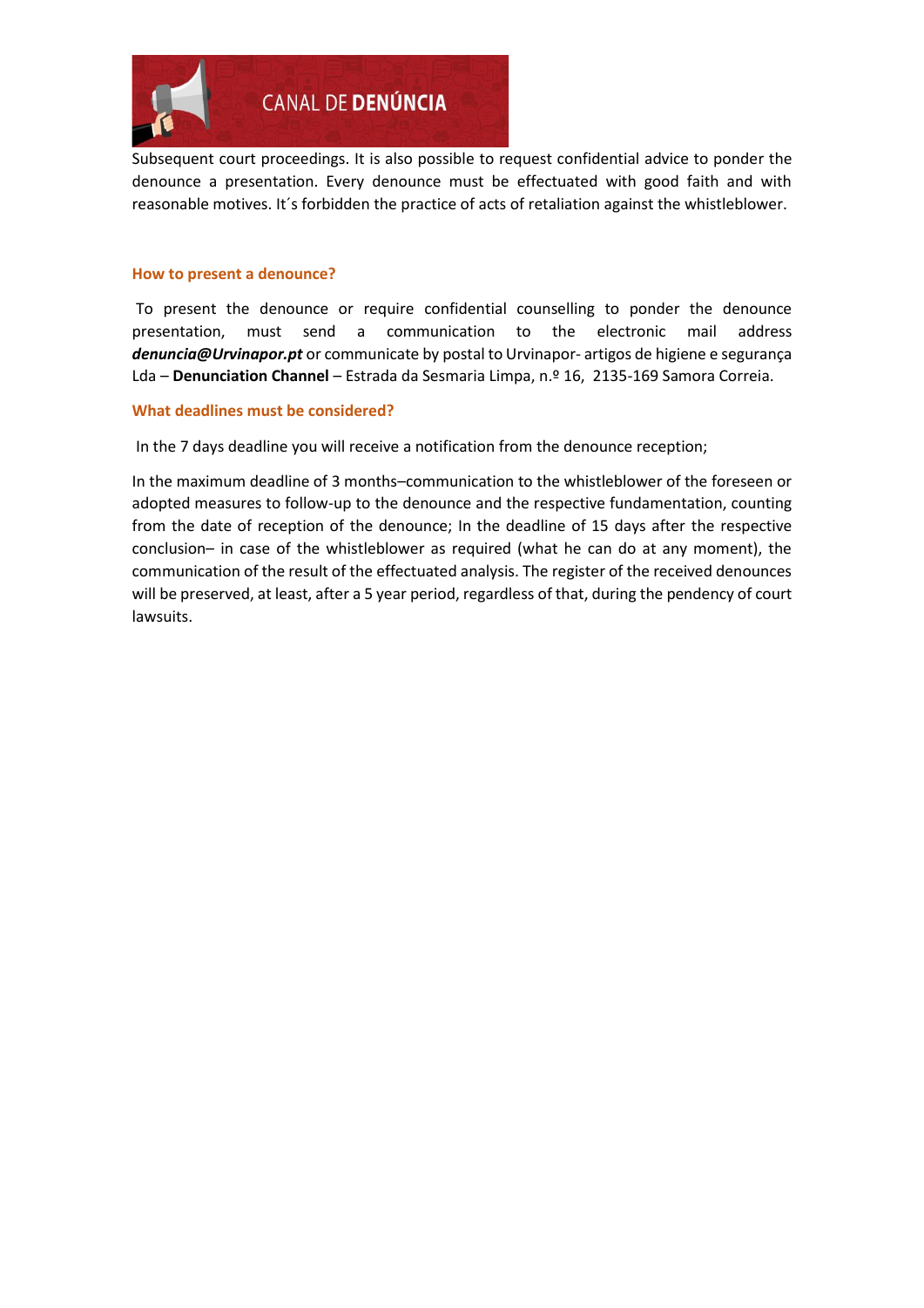Subsequent court proceedings. It is also possible to request confidential advice to ponder the denounce a presentation. Every denounce must be effectuated with good faith and with reasonable motives. It´s forbidden the practice of acts of retaliation against the whistleblower.

### How to present a denounce?

To present the denounce or require confidential counselling to ponder the denounce presentation, must send a communication to the electronic mail address ***denuncia@Urvinapor.pt*** or communicate by postal to Urvinapor- artigos de higiene e segurança Lda – **Denunciation Channel** – Estrada da Sesmaria Limpa, n.º 16, 2135-169 Samora Correia.

### What deadlines must be considered?

In the 7 days deadline you will receive a notification from the denounce reception;

In the maximum deadline of 3 months–communication to the whistleblower of the foreseen or adopted measures to follow-up to the denounce and the respective fundamentation, counting from the date of reception of the denounce; In the deadline of 15 days after the respective conclusion– in case of the whistleblower as required (what he can do at any moment), the communication of the result of the effectuated analysis. The register of the received denounces will be preserved, at least, after a 5 year period, regardless of that, during the pendency of court lawsuits.